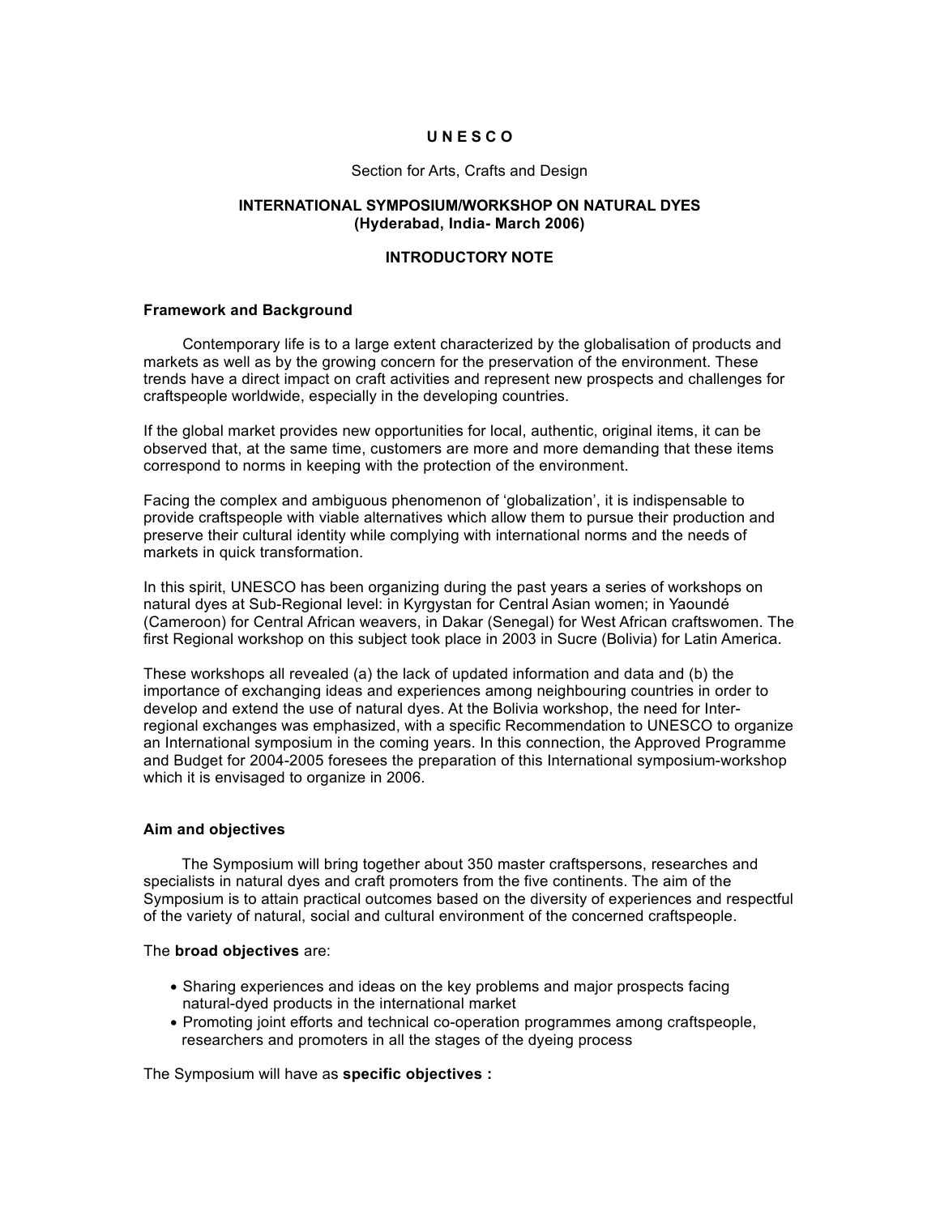# U N E S C O

Section for Arts, Crafts and Design

## INTERNATIONAL SYMPOSIUM/WORKSHOP ON NATURAL DYES (Hyderabad, India- March 2006)

## INTRODUCTORY NOTE

### Framework and Background

Contemporary life is to a large extent characterized by the globalisation of products and markets as well as by the growing concern for the preservation of the environment. These trends have a direct impact on craft activities and represent new prospects and challenges for craftspeople worldwide, especially in the developing countries.

If the global market provides new opportunities for local, authentic, original items, it can be observed that, at the same time, customers are more and more demanding that these items correspond to norms in keeping with the protection of the environment.

Facing the complex and ambiguous phenomenon of 'globalization', it is indispensable to provide craftspeople with viable alternatives which allow them to pursue their production and preserve their cultural identity while complying with international norms and the needs of markets in quick transformation.

In this spirit, UNESCO has been organizing during the past years a series of workshops on natural dyes at Sub-Regional level: in Kyrgystan for Central Asian women; in Yaoundé (Cameroon) for Central African weavers, in Dakar (Senegal) for West African craftswomen. The first Regional workshop on this subject took place in 2003 in Sucre (Bolivia) for Latin America.

These workshops all revealed (a) the lack of updated information and data and (b) the importance of exchanging ideas and experiences among neighbouring countries in order to develop and extend the use of natural dyes. At the Bolivia workshop, the need for Inter-regional exchanges was emphasized, with a specific Recommendation to UNESCO to organize an International symposium in the coming years. In this connection, the Approved Programme and Budget for 2004-2005 foresees the preparation of this International symposium-workshop which it is envisaged to organize in 2006.

### Aim and objectives

The Symposium will bring together about 350 master craftspersons, researches and specialists in natural dyes and craft promoters from the five continents. The aim of the Symposium is to attain practical outcomes based on the diversity of experiences and respectful of the variety of natural, social and cultural environment of the concerned craftspeople.

The **broad objectives** are:

- Sharing experiences and ideas on the key problems and major prospects facing natural-dyed products in the international market
- Promoting joint efforts and technical co-operation programmes among craftspeople, researchers and promoters in all the stages of the dyeing process

The Symposium will have as **specific objectives :**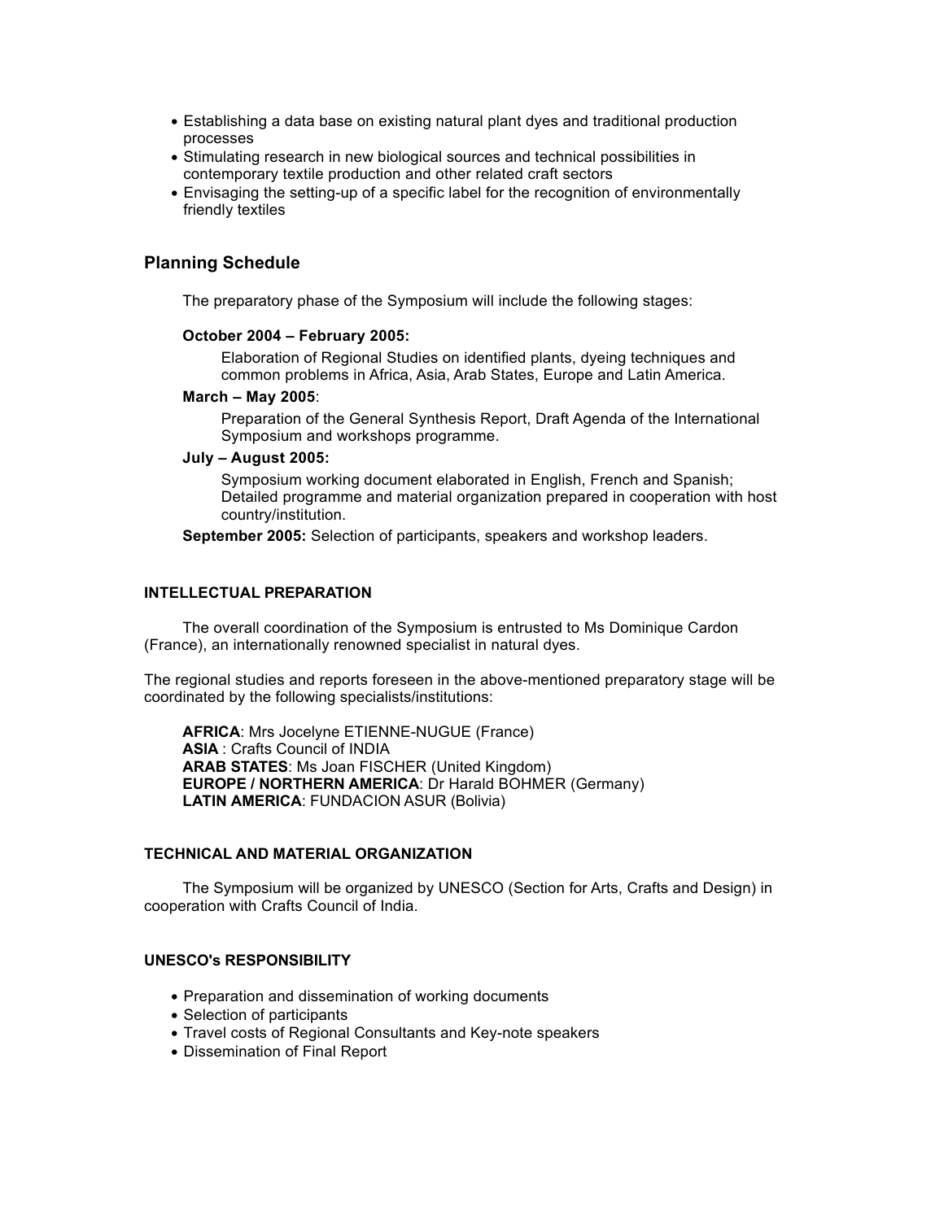- Establishing a data base on existing natural plant dyes and traditional production processes
- Stimulating research in new biological sources and technical possibilities in contemporary textile production and other related craft sectors
- Envisaging the setting-up of a specific label for the recognition of environmentally friendly textiles

## Planning Schedule

The preparatory phase of the Symposium will include the following stages:

**October 2004 – February 2005:**

Elaboration of Regional Studies on identified plants, dyeing techniques and common problems in Africa, Asia, Arab States, Europe and Latin America.

**March – May 2005**:

Preparation of the General Synthesis Report, Draft Agenda of the International Symposium and workshops programme.

**July – August 2005:**

Symposium working document elaborated in English, French and Spanish; Detailed programme and material organization prepared in cooperation with host country/institution.

**September 2005:** Selection of participants, speakers and workshop leaders.

### INTELLECTUAL PREPARATION

The overall coordination of the Symposium is entrusted to Ms Dominique Cardon (France), an internationally renowned specialist in natural dyes.

The regional studies and reports foreseen in the above-mentioned preparatory stage will be coordinated by the following specialists/institutions:

**AFRICA**: Mrs Jocelyne ETIENNE-NUGUE (France)
**ASIA** : Crafts Council of INDIA
**ARAB STATES**: Ms Joan FISCHER (United Kingdom)
**EUROPE / NORTHERN AMERICA**: Dr Harald BOHMER (Germany)
**LATIN AMERICA**: FUNDACION ASUR (Bolivia)

### TECHNICAL AND MATERIAL ORGANIZATION

The Symposium will be organized by UNESCO (Section for Arts, Crafts and Design) in cooperation with Crafts Council of India.

### UNESCO's RESPONSIBILITY

- Preparation and dissemination of working documents
- Selection of participants
- Travel costs of Regional Consultants and Key-note speakers
- Dissemination of Final Report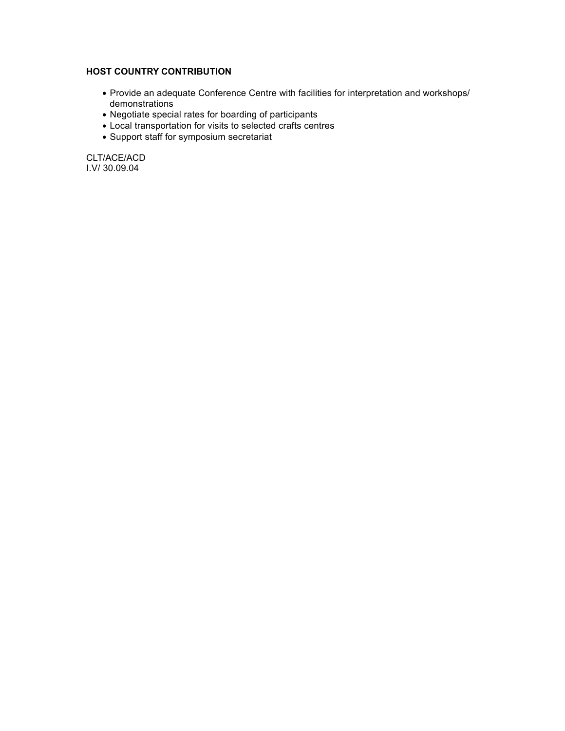**HOST COUNTRY CONTRIBUTION**

- Provide an adequate Conference Centre with facilities for interpretation and workshops/ demonstrations
- Negotiate special rates for boarding of participants
- Local transportation for visits to selected crafts centres
- Support staff for symposium secretariat

CLT/ACE/ACD
I.V/ 30.09.04